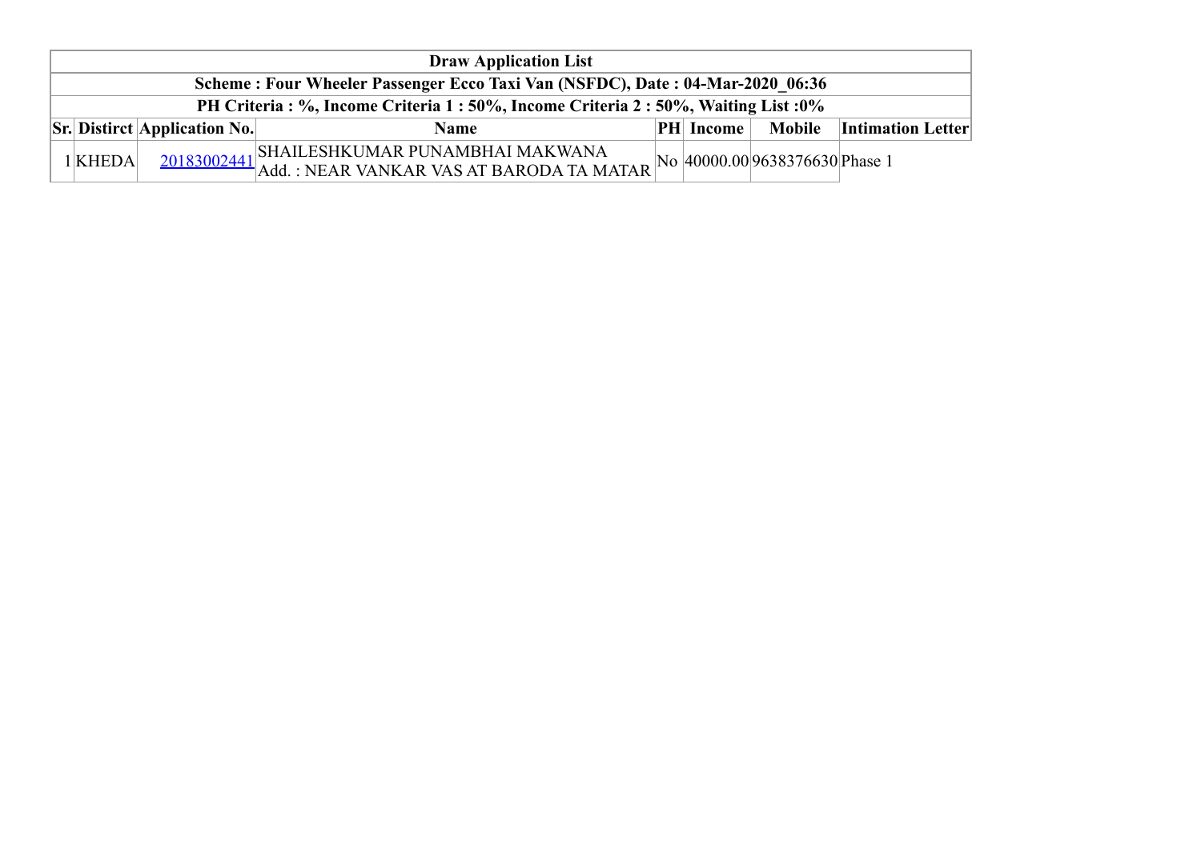| Draw Application List | | | | | | | |
|---|---|---|---|---|---|---|---|
| Scheme : Four Wheeler Passenger Ecco Taxi Van (NSFDC), Date : 04-Mar-2020_06:36 | | | | | | | |
| PH Criteria : %, Income Criteria 1 : 50%, Income Criteria 2 : 50%, Waiting List :0% | | | | | | | |
| **Sr.** | **Distirct** | **Application No.** | **Name** | **PH** | **Income** | **Mobile** | **Intimation Letter** |
| 1 | KHEDA | 20183002441 | SHAILESHKUMAR PUNAMBHAI MAKWANA<br>Add. : NEAR VANKAR VAS AT BARODA TA MATAR | No | 40000.00 | 9638376630 | Phase 1 |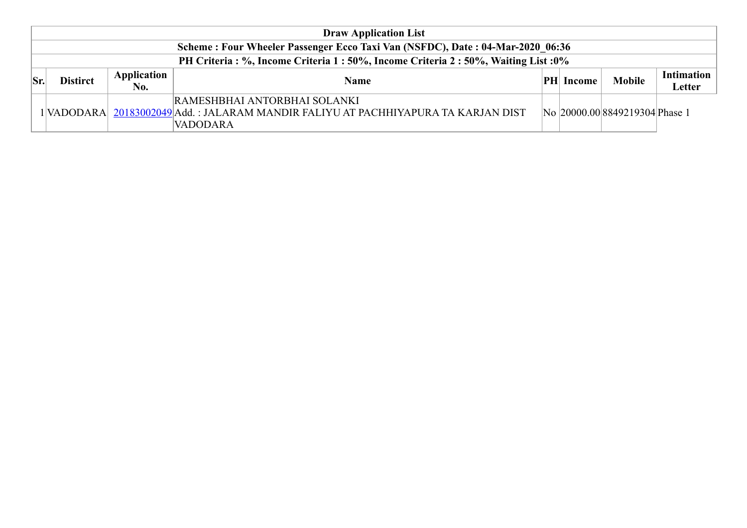| Draw Application List | | | | | | | |
|---|---|---|---|---|---|---|---|
| **Scheme : Four Wheeler Passenger Ecco Taxi Van (NSFDC), Date : 04-Mar-2020_06:36** | | | | | | | |
| **PH Criteria : %, Income Criteria 1 : 50%, Income Criteria 2 : 50%, Waiting List :0%** | | | | | | | |
| **Sr.** | **Distirct** | **Application No.** | **Name** | **PH** | **Income** | **Mobile** | **Intimation Letter** |
| 1 | VADODARA | 20183002049 | RAMESHBHAI ANTORBHAI SOLANKI<br>Add. : JALARAM MANDIR FALIYU AT PACHHIYAPURA TA KARJAN DIST VADODARA | No | 20000.00 | 8849219304 | Phase 1 |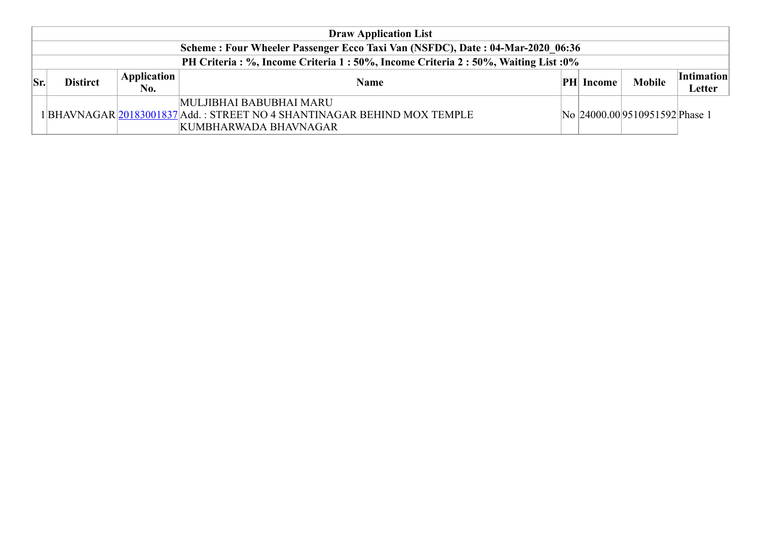| Draw Application List | | | | | | | |
|---|---|---|---|---|---|---|---|
| Scheme : Four Wheeler Passenger Ecco Taxi Van (NSFDC), Date : 04-Mar-2020_06:36 | | | | | | | |
| PH Criteria : %, Income Criteria 1 : 50%, Income Criteria 2 : 50%, Waiting List :0% | | | | | | | |
| **Sr.** | **Distirct** | **Application No.** | **Name** | **PH** | **Income** | **Mobile** | **Intimation Letter** |
| 1 | BHAVNAGAR | 20183001837 | MULJIBHAI BABUBHAI MARU<br>Add. : STREET NO 4 SHANTINAGAR BEHIND MOX TEMPLE KUMBHARWADA BHAVNAGAR | No | 24000.00 | 9510951592 | Phase 1 |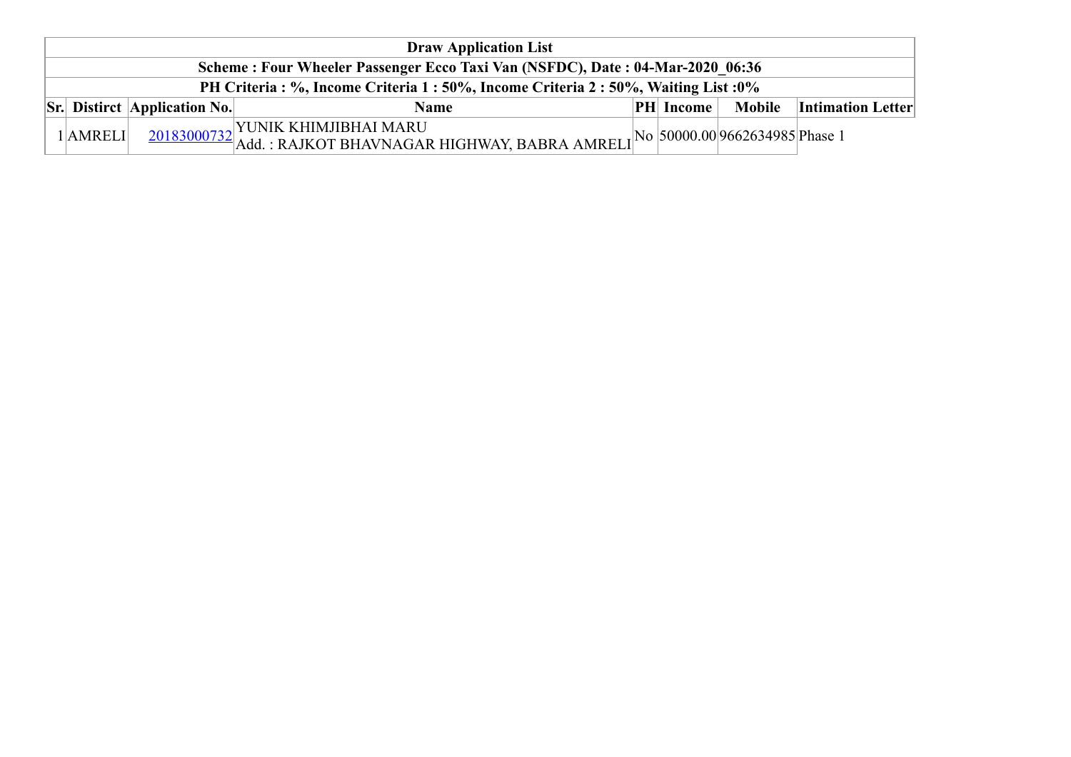| Draw Application List | | | | | | | |
|---|---|---|---|---|---|---|---|
| Scheme : Four Wheeler Passenger Ecco Taxi Van (NSFDC), Date : 04-Mar-2020_06:36 | | | | | | | |
| PH Criteria : %, Income Criteria 1 : 50%, Income Criteria 2 : 50%, Waiting List :0% | | | | | | | |
| **Sr.** | **Distirct** | **Application No.** | **Name** | **PH** | **Income** | **Mobile** | **Intimation Letter** |
| 1 | AMRELI | 20183000732 | YUNIK KHIMJIBHAI MARU<br>Add. : RAJKOT BHAVNAGAR HIGHWAY, BABRA AMRELI | No | 50000.00 | 9662634985 | Phase 1 |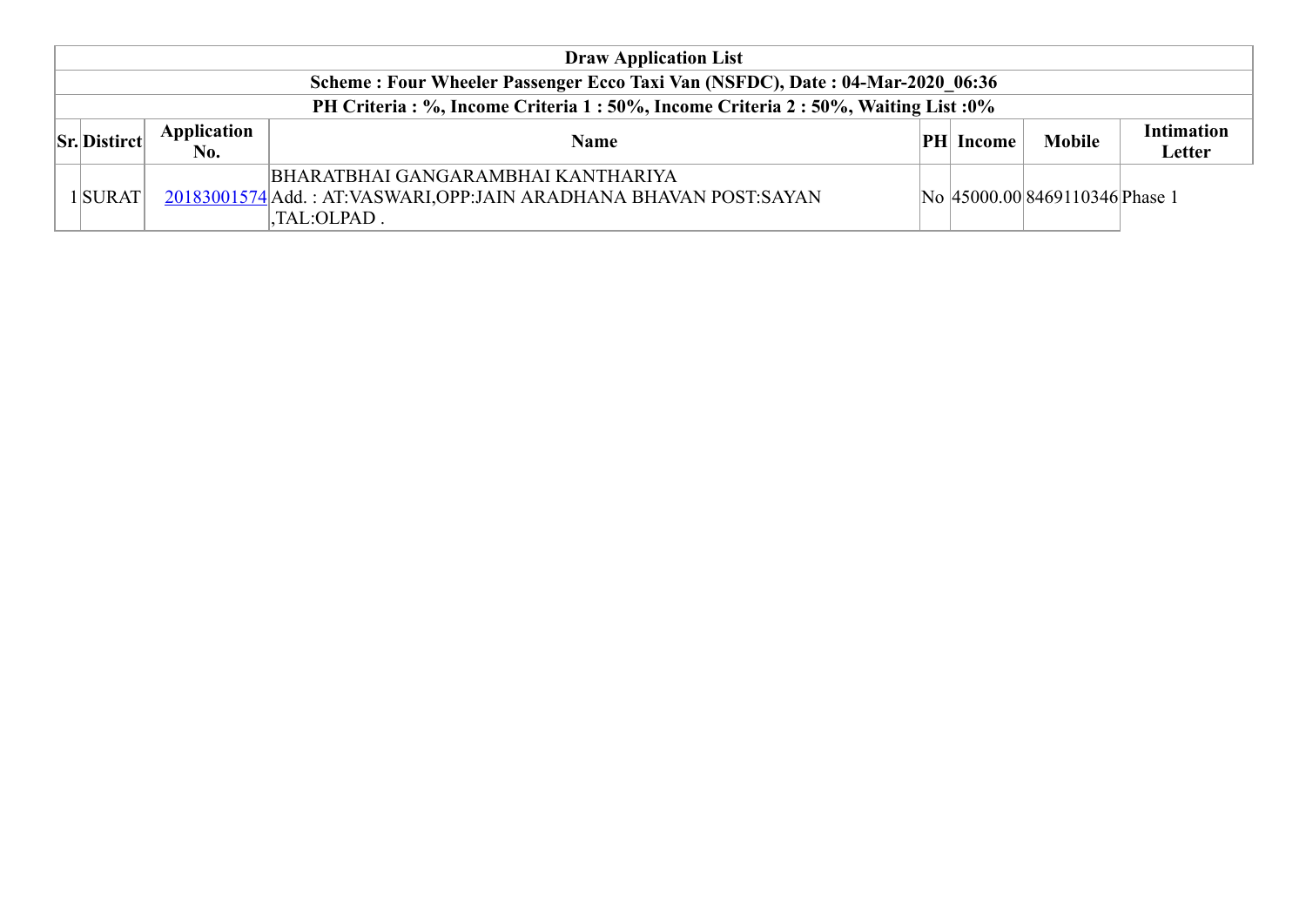| Draw Application List | | | | | | | |
|---|---|---|---|---|---|---|---|
| Scheme : Four Wheeler Passenger Ecco Taxi Van (NSFDC), Date : 04-Mar-2020_06:36 | | | | | | | |
| PH Criteria : %, Income Criteria 1 : 50%, Income Criteria 2 : 50%, Waiting List :0% | | | | | | | |
| **Sr.** | **Distirct** | **Application No.** | **Name** | **PH** | **Income** | **Mobile** | **Intimation Letter** |
| 1 | SURAT | 20183001574 | BHARATBHAI GANGARAMBHAI KANTHARIYA Add. : AT:VASWARI,OPP:JAIN ARADHANA BHAVAN POST:SAYAN ,TAL:OLPAD . | No | 45000.00 | 8469110346 | Phase 1 |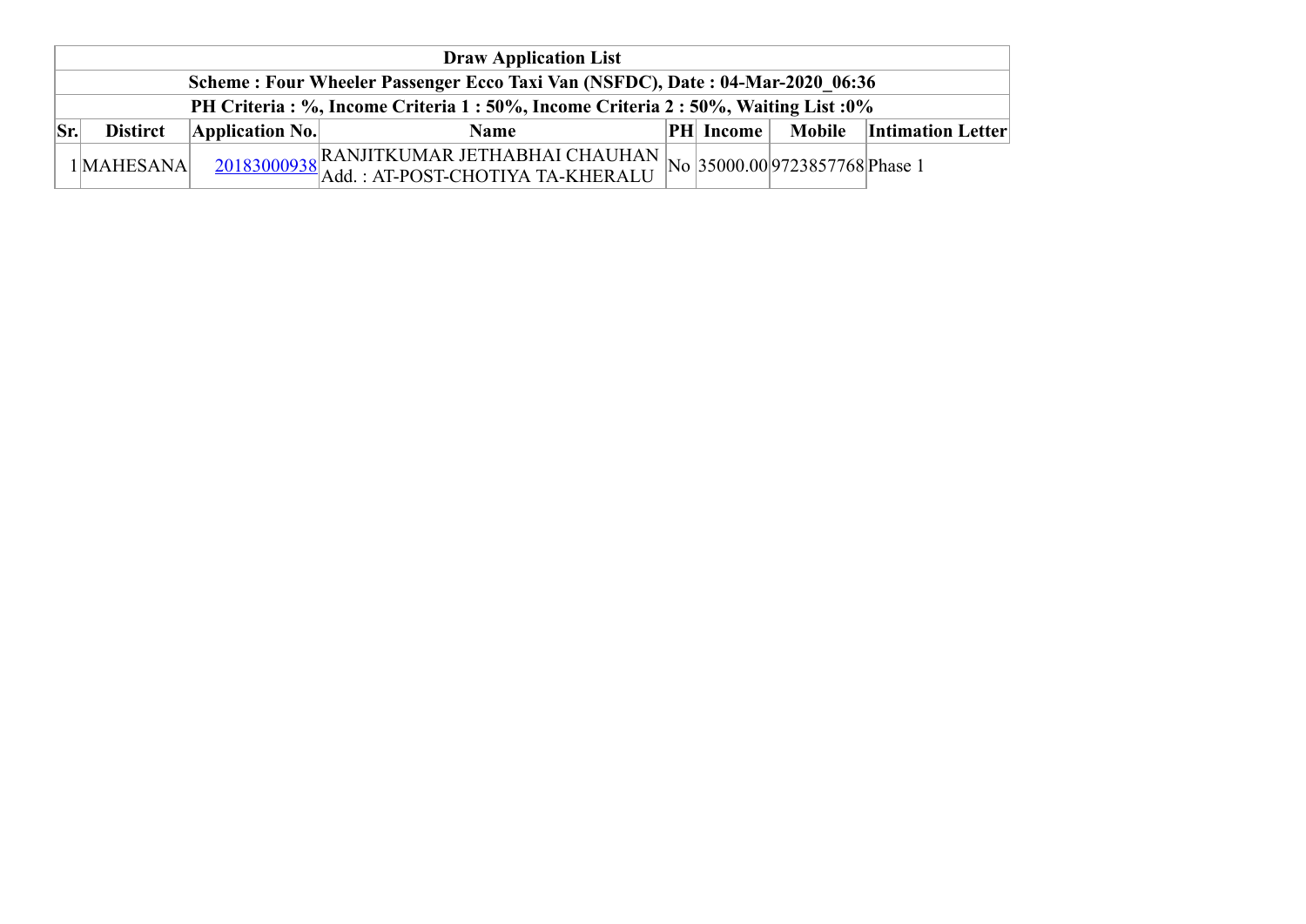| Draw Application List | | | | | | | |
|---|---|---|---|---|---|---|---|
| Scheme : Four Wheeler Passenger Ecco Taxi Van (NSFDC), Date : 04-Mar-2020_06:36 | | | | | | | |
| PH Criteria : %, Income Criteria 1 : 50%, Income Criteria 2 : 50%, Waiting List :0% | | | | | | | |
| **Sr.** | **Distirct** | **Application No.** | **Name** | **PH** | **Income** | **Mobile** | **Intimation Letter** |
| 1 | MAHESANA | 20183000938 | RANJITKUMAR JETHABHAI CHAUHAN Add. : AT-POST-CHOTIYA TA-KHERALU | No | 35000.00 | 9723857768 | Phase 1 |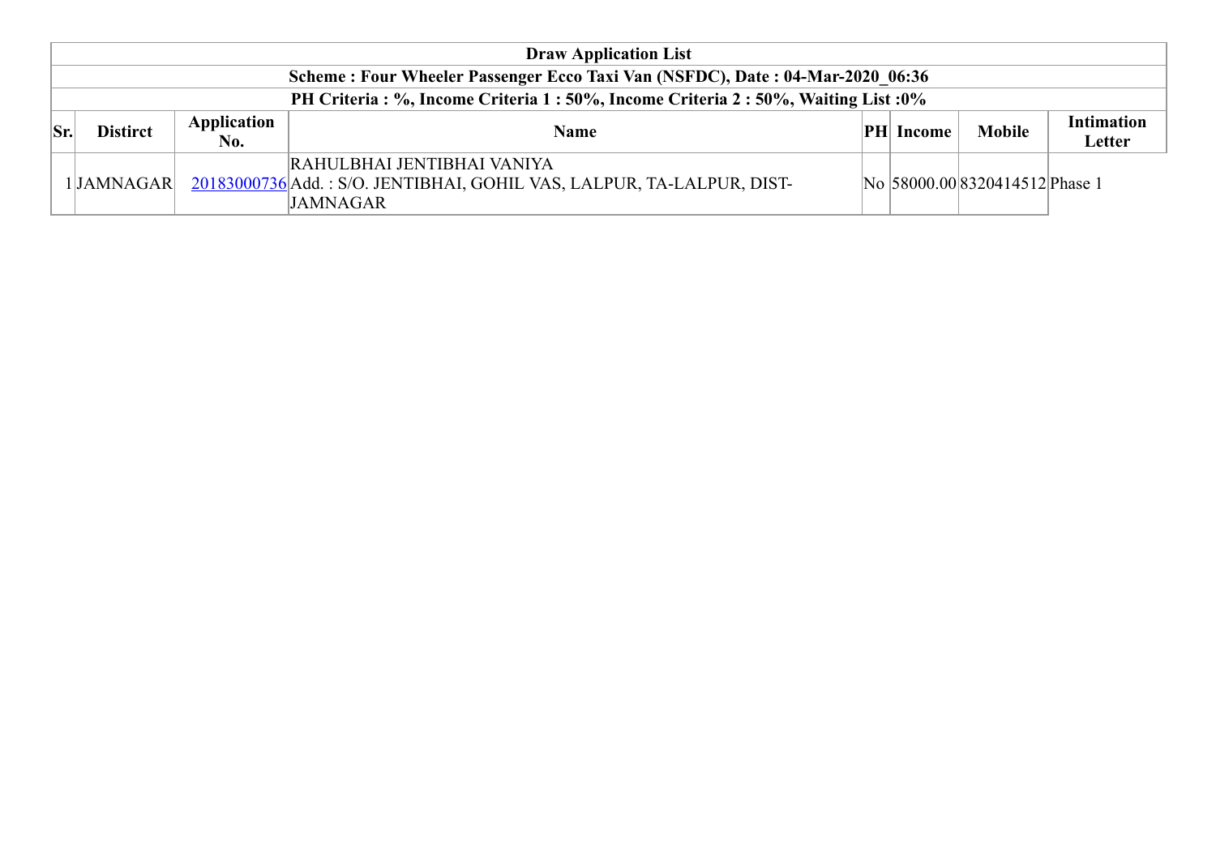| Draw Application List | | | | | | | |
|---|---|---|---|---|---|---|---|
| **Scheme : Four Wheeler Passenger Ecco Taxi Van (NSFDC), Date : 04-Mar-2020_06:36** | | | | | | | |
| **PH Criteria : %, Income Criteria 1 : 50%, Income Criteria 2 : 50%, Waiting List :0%** | | | | | | | |
| **Sr.** | **Distirct** | **Application No.** | **Name** | **PH** | **Income** | **Mobile** | **Intimation Letter** |
| 1 | JAMNAGAR | 20183000736 | RAHULBHAI JENTIBHAI VANIYA<br>Add. : S/O. JENTIBHAI, GOHIL VAS, LALPUR, TA-LALPUR, DIST-JAMNAGAR | No | 58000.00 | 8320414512 | Phase 1 |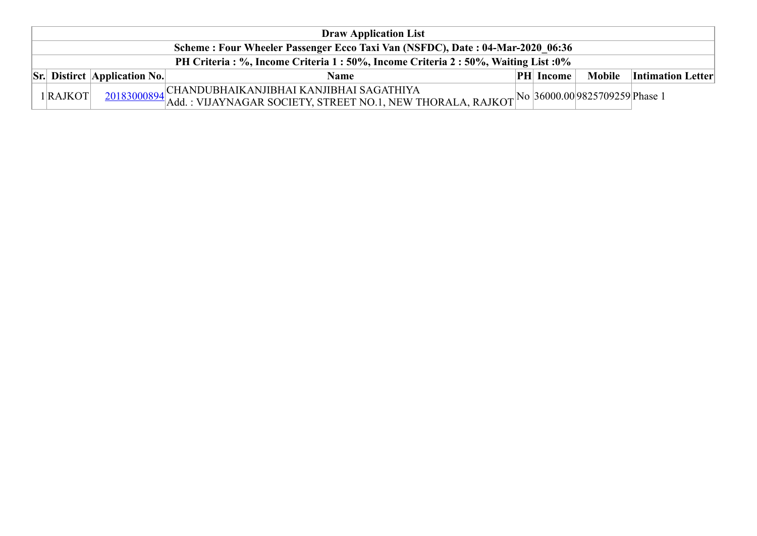| Draw Application List | | | | | | | |
|---|---|---|---|---|---|---|---|
| Scheme : Four Wheeler Passenger Ecco Taxi Van (NSFDC), Date : 04-Mar-2020_06:36 | | | | | | | |
| PH Criteria : %, Income Criteria 1 : 50%, Income Criteria 2 : 50%, Waiting List :0% | | | | | | | |
| **Sr.** | **Distirct** | **Application No.** | **Name** | **PH** | **Income** | **Mobile** | **Intimation Letter** |
| 1 | RAJKOT | 20183000894 | CHANDUBHAIKANJIBHAI KANJIBHAI SAGATHIYA<br>Add. : VIJAYNAGAR SOCIETY, STREET NO.1, NEW THORALA, RAJKOT | No | 36000.00 | 9825709259 | Phase 1 |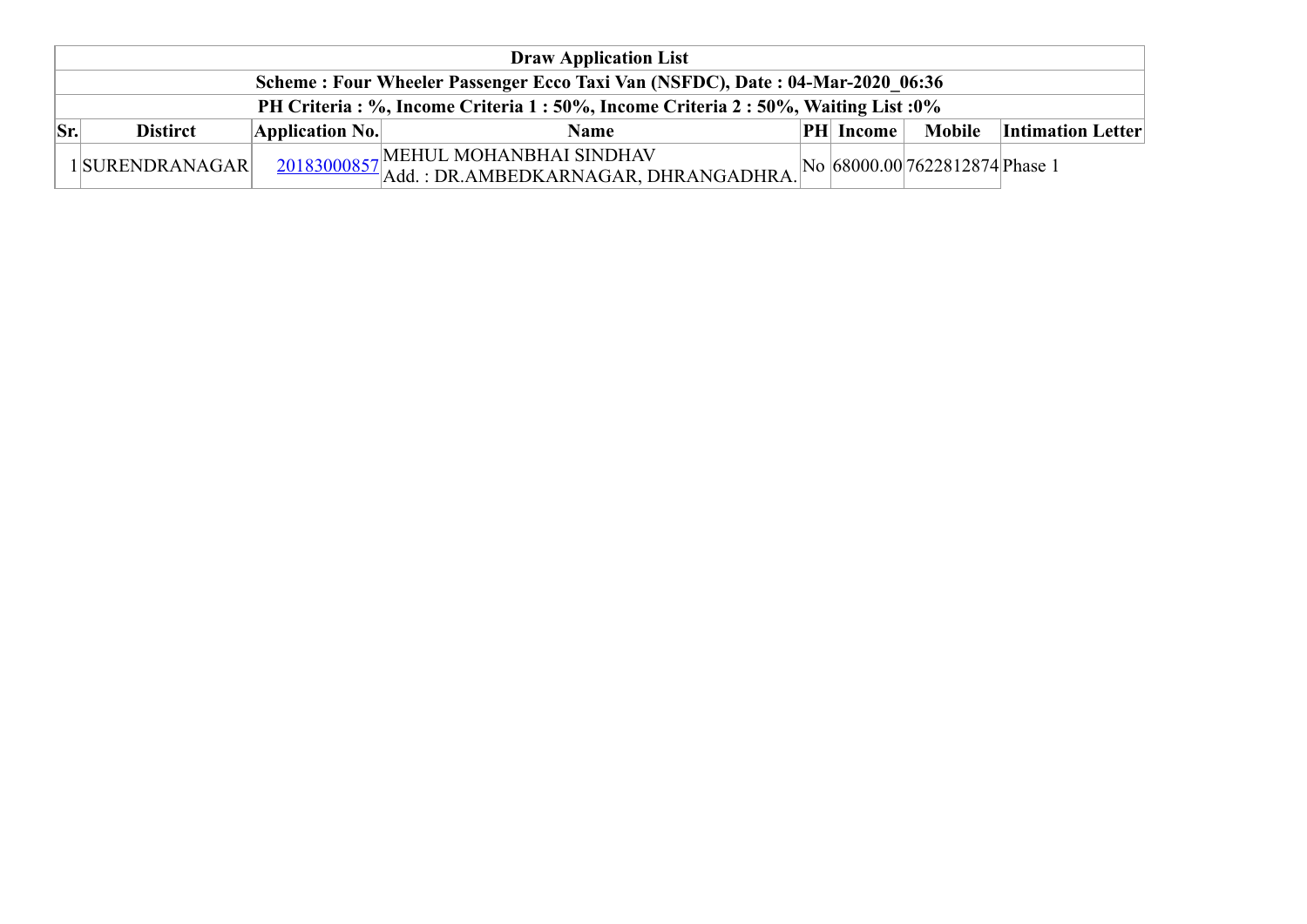| Draw Application List | | | | | | | |
|---|---|---|---|---|---|---|---|
| Scheme : Four Wheeler Passenger Ecco Taxi Van (NSFDC), Date : 04-Mar-2020_06:36 | | | | | | | |
| PH Criteria : %, Income Criteria 1 : 50%, Income Criteria 2 : 50%, Waiting List :0% | | | | | | | |
| **Sr.** | **Distirct** | **Application No.** | **Name** | **PH** | **Income** | **Mobile** | **Intimation Letter** |
| 1 | SURENDRANAGAR | 20183000857 | MEHUL MOHANBHAI SINDHAV<br>Add. : DR.AMBEDKARNAGAR, DHRANGADHRA. | No | 68000.00 | 7622812874 | Phase 1 |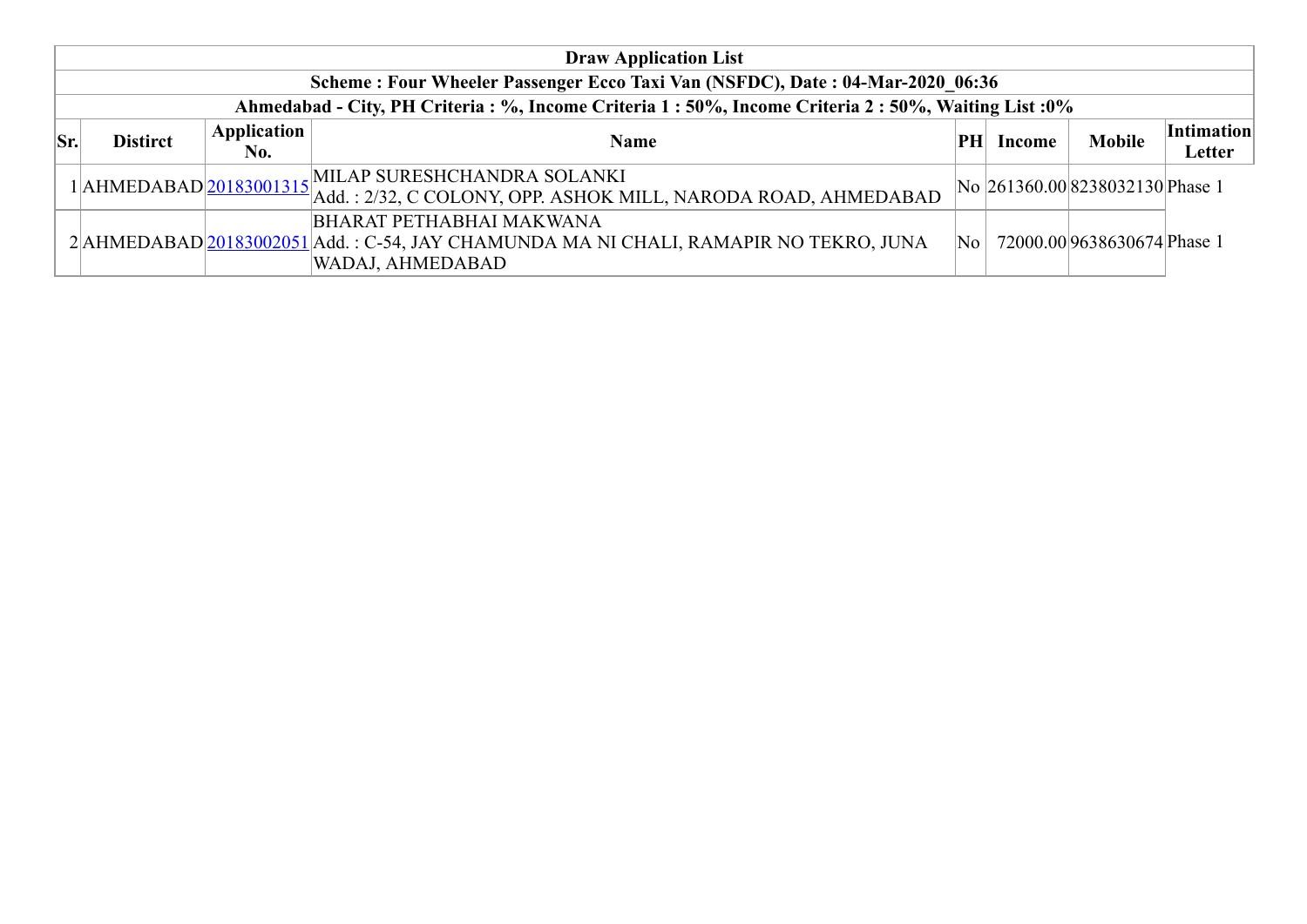| Draw Application List | | | | | | | |
|---|---|---|---|---|---|---|---|
| Scheme : Four Wheeler Passenger Ecco Taxi Van (NSFDC), Date : 04-Mar-2020_06:36 | | | | | | | |
| Ahmedabad - City, PH Criteria : %, Income Criteria 1 : 50%, Income Criteria 2 : 50%, Waiting List :0% | | | | | | | |
| **Sr.** | **Distirct** | **Application No.** | **Name** | **PH** | **Income** | **Mobile** | **Intimation Letter** |
| 1 | AHMEDABAD | 20183001315 | MILAP SURESHCHANDRA SOLANKI<br>Add. : 2/32, C COLONY, OPP. ASHOK MILL, NARODA ROAD, AHMEDABAD | No | 261360.00 | 8238032130 | Phase 1 |
| 2 | AHMEDABAD | 20183002051 | BHARAT PETHABHAI MAKWANA<br>Add. : C-54, JAY CHAMUNDA MA NI CHALI, RAMAPIR NO TEKRO, JUNA WADAJ, AHMEDABAD | No | 72000.00 | 9638630674 | Phase 1 |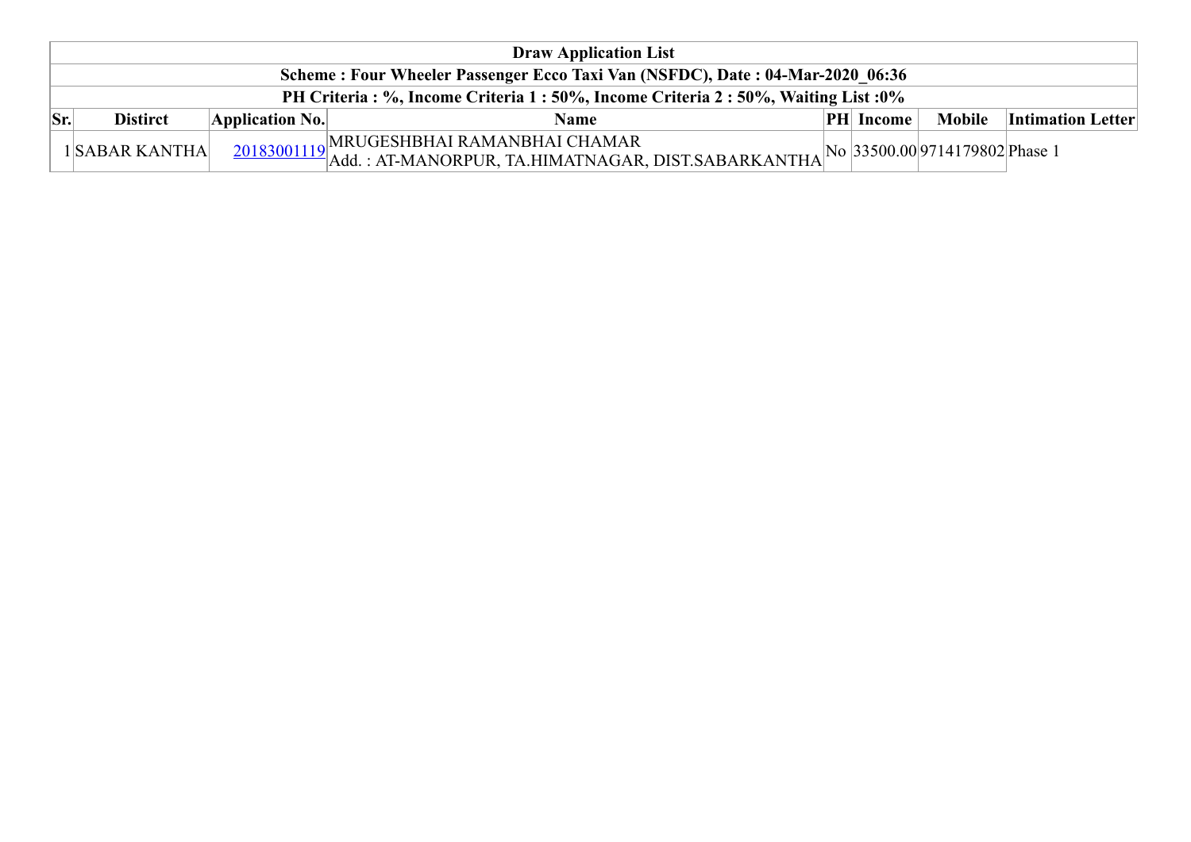| Draw Application List | | | | | | | |
|---|---|---|---|---|---|---|---|
| Scheme : Four Wheeler Passenger Ecco Taxi Van (NSFDC), Date : 04-Mar-2020_06:36 | | | | | | | |
| PH Criteria : %, Income Criteria 1 : 50%, Income Criteria 2 : 50%, Waiting List :0% | | | | | | | |
| **Sr.** | **Distirct** | **Application No.** | **Name** | **PH** | **Income** | **Mobile** | **Intimation Letter** |
| 1 | SABAR KANTHA | 20183001119 | MRUGESHBHAI RAMANBHAI CHAMAR Add. : AT-MANORPUR, TA.HIMATNAGAR, DIST.SABARKANTHA | No | 33500.00 | 9714179802 | Phase 1 |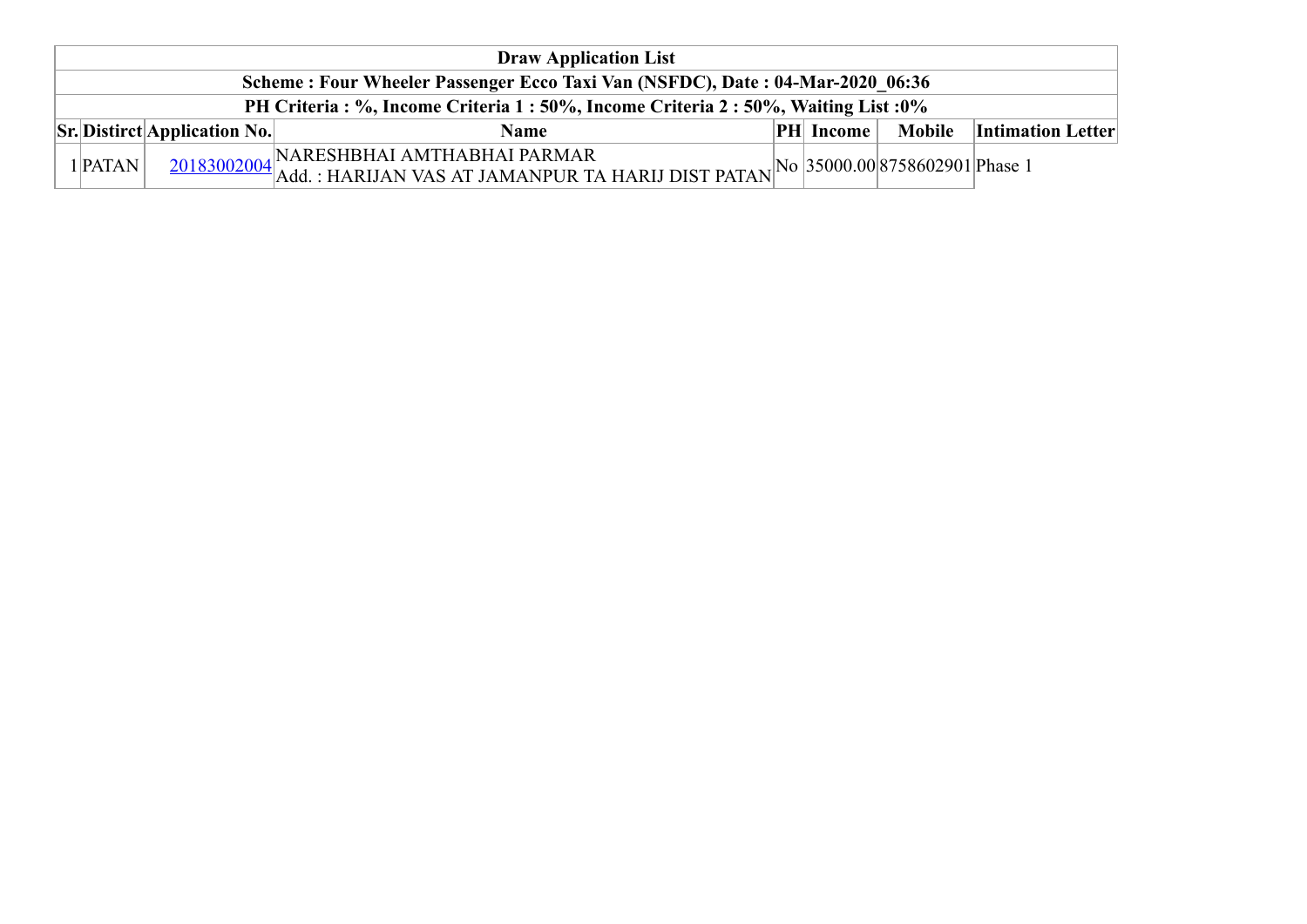| Draw Application List | | | | | | | |
|---|---|---|---|---|---|---|---|
| Scheme : Four Wheeler Passenger Ecco Taxi Van (NSFDC), Date : 04-Mar-2020_06:36 | | | | | | | |
| PH Criteria : %, Income Criteria 1 : 50%, Income Criteria 2 : 50%, Waiting List :0% | | | | | | | |
| **Sr.** | **Distirct** | **Application No.** | **Name** | **PH** | **Income** | **Mobile** | **Intimation Letter** |
| 1 | PATAN | 20183002004 | NARESHBHAI AMTHABHAI PARMAR<br>Add. : HARIJAN VAS AT JAMANPUR TA HARIJ DIST PATAN | No | 35000.00 | 8758602901 | Phase 1 |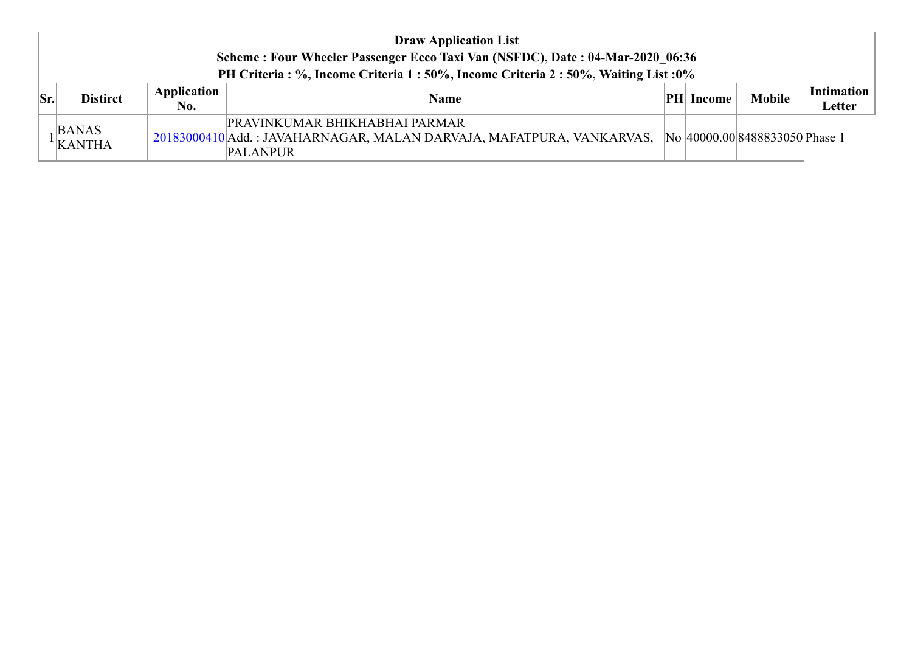| Draw Application List | | | | | | | |
|---|---|---|---|---|---|---|---|
| Scheme : Four Wheeler Passenger Ecco Taxi Van (NSFDC), Date : 04-Mar-2020_06:36 | | | | | | | |
| PH Criteria : %, Income Criteria 1 : 50%, Income Criteria 2 : 50%, Waiting List :0% | | | | | | | |
| **Sr.** | **Distirct** | **Application No.** | **Name** | **PH** | **Income** | **Mobile** | **Intimation Letter** |
| 1 | BANAS KANTHA | 20183000410 | PRAVINKUMAR BHIKHABHAI PARMAR<br>Add. : JAVAHARNAGAR, MALAN DARVAJA, MAFATPURA, VANKARVAS, PALANPUR | No | 40000.00 | 8488833050 | Phase 1 |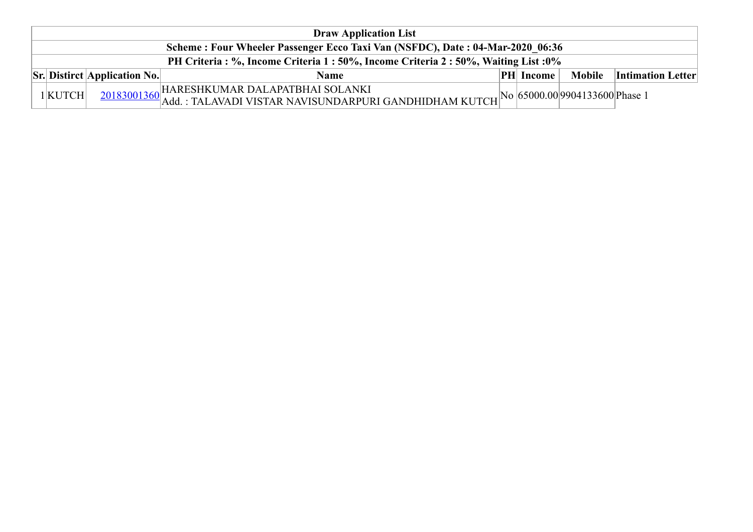| Draw Application List | | | | | | | |
|---|---|---|---|---|---|---|---|
| Scheme : Four Wheeler Passenger Ecco Taxi Van (NSFDC), Date : 04-Mar-2020_06:36 | | | | | | | |
| PH Criteria : %, Income Criteria 1 : 50%, Income Criteria 2 : 50%, Waiting List :0% | | | | | | | |
| **Sr.** | **Distirct** | **Application No.** | **Name** | **PH** | **Income** | **Mobile** | **Intimation Letter** |
| 1 | KUTCH | 20183001360 | HARESHKUMAR DALAPATBHAI SOLANKI<br>Add. : TALAVADI VISTAR NAVISUNDARPURI GANDHIDHAM KUTCH | No | 65000.00 | 9904133600 | Phase 1 |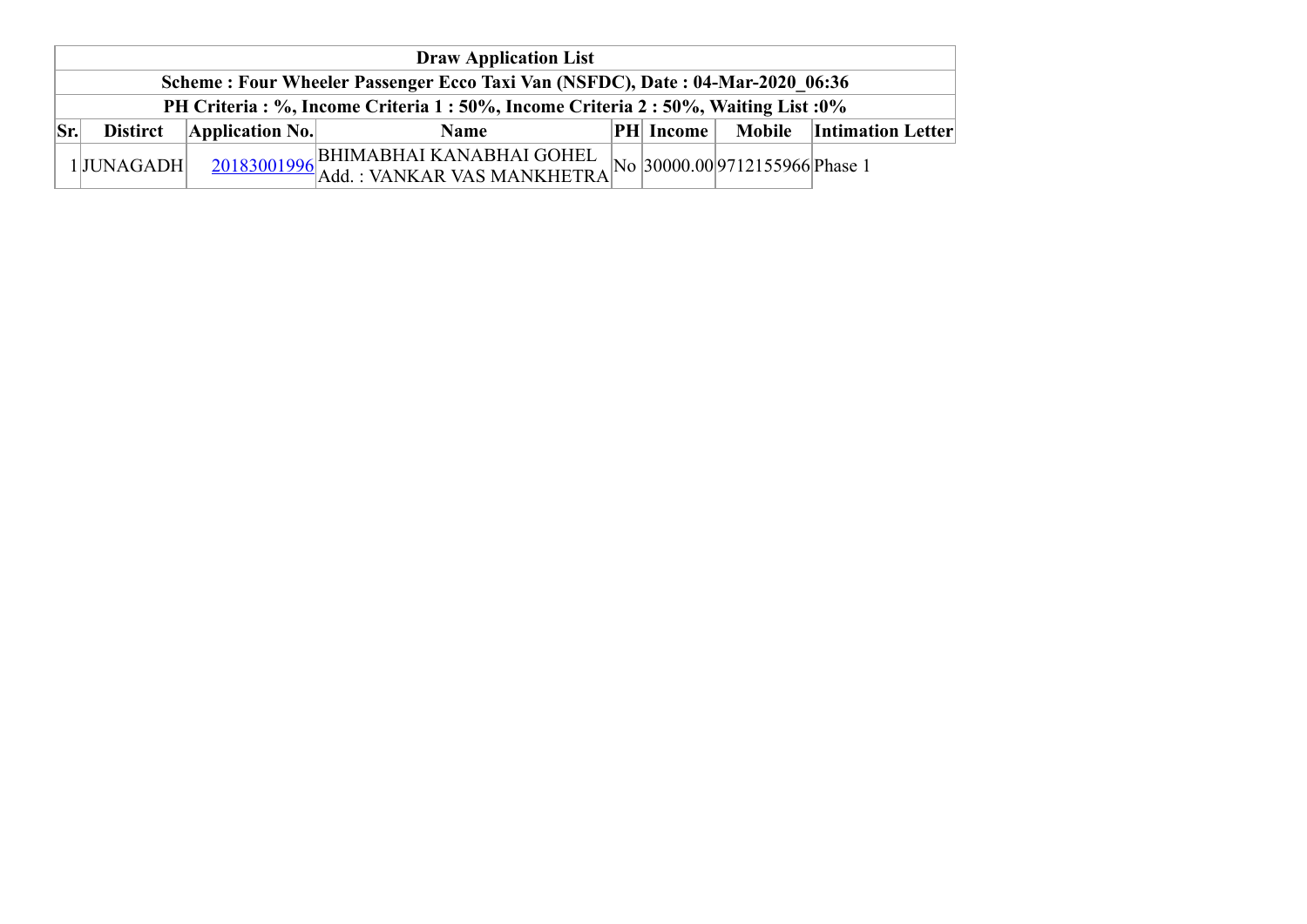| Draw Application List | | | | | | | |
|---|---|---|---|---|---|---|---|
| Scheme : Four Wheeler Passenger Ecco Taxi Van (NSFDC), Date : 04-Mar-2020_06:36 | | | | | | | |
| PH Criteria : %, Income Criteria 1 : 50%, Income Criteria 2 : 50%, Waiting List :0% | | | | | | | |
| **Sr.** | **Distirct** | **Application No.** | **Name** | **PH** | **Income** | **Mobile** | **Intimation Letter** |
| 1 | JUNAGADH | 20183001996 | BHIMABHAI KANABHAI GOHEL<br>Add. : VANKAR VAS MANKHETRA | No | 30000.00 | 9712155966 | Phase 1 |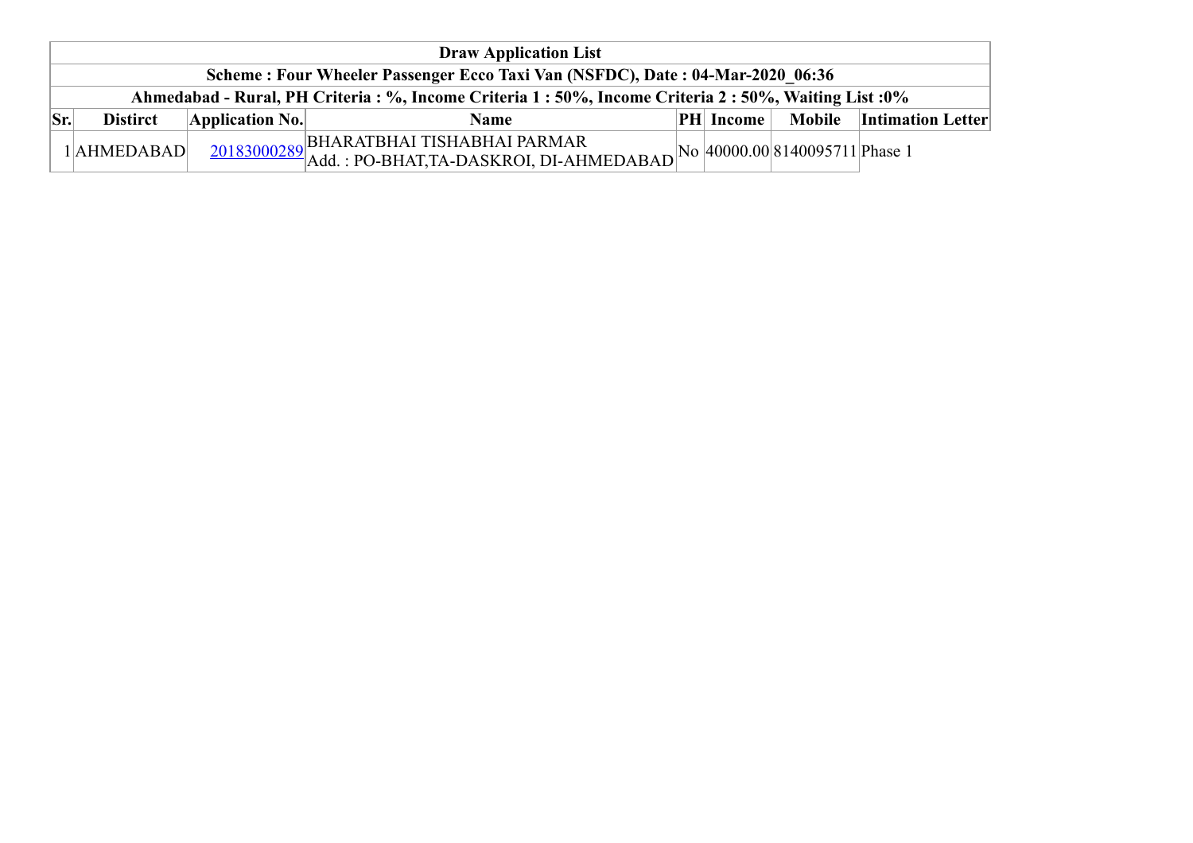| Draw Application List | | | | | | | |
|---|---|---|---|---|---|---|---|
| Scheme : Four Wheeler Passenger Ecco Taxi Van (NSFDC), Date : 04-Mar-2020_06:36 | | | | | | | |
| Ahmedabad - Rural, PH Criteria : %, Income Criteria 1 : 50%, Income Criteria 2 : 50%, Waiting List :0% | | | | | | | |
| **Sr.** | **Distirct** | **Application No.** | **Name** | **PH** | **Income** | **Mobile** | **Intimation Letter** |
| 1 | AHMEDABAD | 20183000289 | BHARATBHAI TISHABHAI PARMAR Add. : PO-BHAT,TA-DASKROI, DI-AHMEDABAD | No | 40000.00 | 8140095711 | Phase 1 |